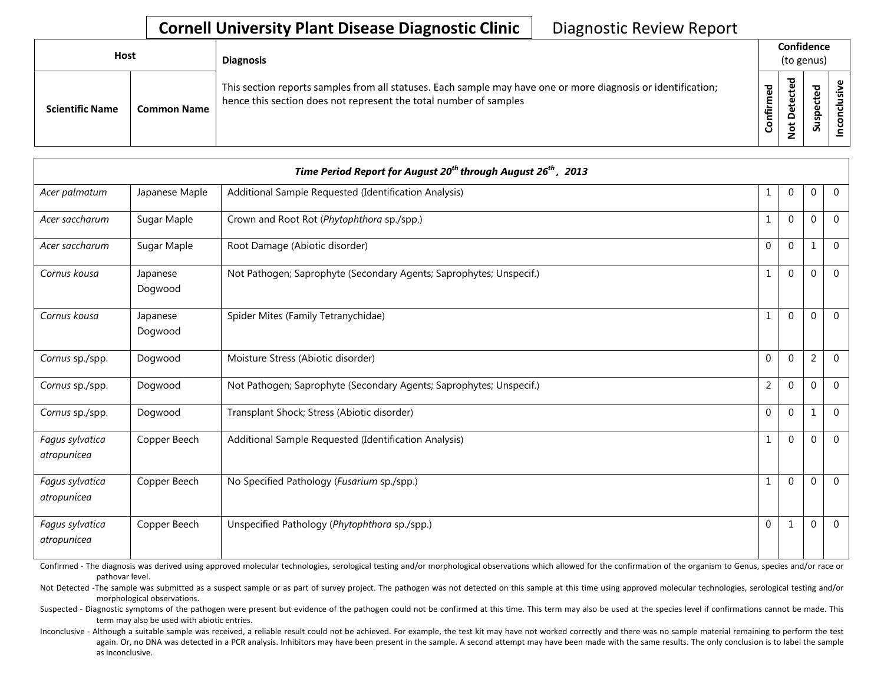# Cornell University Plant Disease Diagnostic Clinic

Diagnostic Review Report

| Host | | Diagnosis | Confidence (to genus) | | | |
|---|---|---|---|---|---|---|
| Scientific Name | Common Name | This section reports samples from all statuses. Each sample may have one or more diagnosis or identification; hence this section does not represent the total number of samples | Confirmed | Not Detected | Suspected | Inconclusive |

| *Time Period Report for August 20th through August 26th, 2013* | | | | | | |
|---|---|---|---|---|---|---|
| *Acer palmatum* | Japanese Maple | Additional Sample Requested (Identification Analysis) | 1 | 0 | 0 | 0 |
| *Acer saccharum* | Sugar Maple | Crown and Root Rot (*Phytophthora* sp./spp.) | 1 | 0 | 0 | 0 |
| *Acer saccharum* | Sugar Maple | Root Damage (Abiotic disorder) | 0 | 0 | 1 | 0 |
| *Cornus kousa* | Japanese Dogwood | Not Pathogen; Saprophyte (Secondary Agents; Saprophytes; Unspecif.) | 1 | 0 | 0 | 0 |
| *Cornus kousa* | Japanese Dogwood | Spider Mites (Family Tetranychidae) | 1 | 0 | 0 | 0 |
| *Cornus* sp./spp. | Dogwood | Moisture Stress (Abiotic disorder) | 0 | 0 | 2 | 0 |
| *Cornus* sp./spp. | Dogwood | Not Pathogen; Saprophyte (Secondary Agents; Saprophytes; Unspecif.) | 2 | 0 | 0 | 0 |
| *Cornus* sp./spp. | Dogwood | Transplant Shock; Stress (Abiotic disorder) | 0 | 0 | 1 | 0 |
| *Fagus sylvatica atropunicea* | Copper Beech | Additional Sample Requested (Identification Analysis) | 1 | 0 | 0 | 0 |
| *Fagus sylvatica atropunicea* | Copper Beech | No Specified Pathology (*Fusarium* sp./spp.) | 1 | 0 | 0 | 0 |
| *Fagus sylvatica atropunicea* | Copper Beech | Unspecified Pathology (*Phytophthora* sp./spp.) | 0 | 1 | 0 | 0 |

Confirmed - The diagnosis was derived using approved molecular technologies, serological testing and/or morphological observations which allowed for the confirmation of the organism to Genus, species and/or race or pathovar level.

Not Detected -The sample was submitted as a suspect sample or as part of survey project. The pathogen was not detected on this sample at this time using approved molecular technologies, serological testing and/or morphological observations.

Suspected - Diagnostic symptoms of the pathogen were present but evidence of the pathogen could not be confirmed at this time. This term may also be used at the species level if confirmations cannot be made. This term may also be used with abiotic entries.

Inconclusive - Although a suitable sample was received, a reliable result could not be achieved. For example, the test kit may have not worked correctly and there was no sample material remaining to perform the test again. Or, no DNA was detected in a PCR analysis. Inhibitors may have been present in the sample. A second attempt may have been made with the same results. The only conclusion is to label the sample as inconclusive.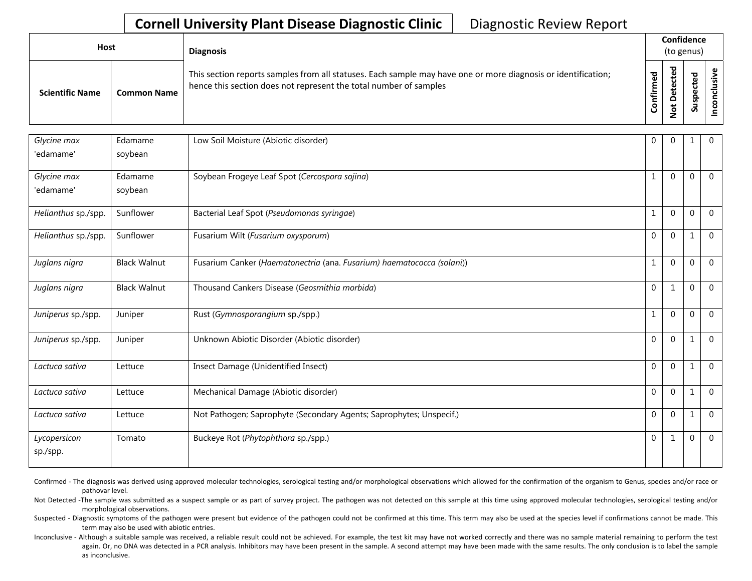# Cornell University Plant Disease Diagnostic Clinic — Diagnostic Review Report

| Host | | Diagnosis | Confidence (to genus) | | | |
|---|---|---|---|---|---|---|
| **Scientific Name** | **Common Name** | This section reports samples from all statuses. Each sample may have one or more diagnosis or identification; hence this section does not represent the total number of samples | **Confirmed** | **Not Detected** | **Suspected** | **Inconclusive** |
| *Glycine max* 'edamame' | Edamame soybean | Low Soil Moisture (Abiotic disorder) | 0 | 0 | 1 | 0 |
| *Glycine max* 'edamame' | Edamame soybean | Soybean Frogeye Leaf Spot (*Cercospora sojina*) | 1 | 0 | 0 | 0 |
| *Helianthus* sp./spp. | Sunflower | Bacterial Leaf Spot (*Pseudomonas syringae*) | 1 | 0 | 0 | 0 |
| *Helianthus* sp./spp. | Sunflower | Fusarium Wilt (*Fusarium oxysporum*) | 0 | 0 | 1 | 0 |
| *Juglans nigra* | Black Walnut | Fusarium Canker (*Haematonectria* (ana. *Fusarium) haematococca (solani*)) | 1 | 0 | 0 | 0 |
| *Juglans nigra* | Black Walnut | Thousand Cankers Disease (*Geosmithia morbida*) | 0 | 1 | 0 | 0 |
| *Juniperus* sp./spp. | Juniper | Rust (*Gymnosporangium* sp./spp.) | 1 | 0 | 0 | 0 |
| *Juniperus* sp./spp. | Juniper | Unknown Abiotic Disorder (Abiotic disorder) | 0 | 0 | 1 | 0 |
| *Lactuca sativa* | Lettuce | Insect Damage (Unidentified Insect) | 0 | 0 | 1 | 0 |
| *Lactuca sativa* | Lettuce | Mechanical Damage (Abiotic disorder) | 0 | 0 | 1 | 0 |
| *Lactuca sativa* | Lettuce | Not Pathogen; Saprophyte (Secondary Agents; Saprophytes; Unspecif.) | 0 | 0 | 1 | 0 |
| *Lycopersicon* sp./spp. | Tomato | Buckeye Rot (*Phytophthora* sp./spp.) | 0 | 1 | 0 | 0 |

Confirmed - The diagnosis was derived using approved molecular technologies, serological testing and/or morphological observations which allowed for the confirmation of the organism to Genus, species and/or race or pathovar level.

Not Detected -The sample was submitted as a suspect sample or as part of survey project. The pathogen was not detected on this sample at this time using approved molecular technologies, serological testing and/or morphological observations.

Suspected - Diagnostic symptoms of the pathogen were present but evidence of the pathogen could not be confirmed at this time. This term may also be used at the species level if confirmations cannot be made. This term may also be used with abiotic entries.

Inconclusive - Although a suitable sample was received, a reliable result could not be achieved. For example, the test kit may have not worked correctly and there was no sample material remaining to perform the test again. Or, no DNA was detected in a PCR analysis. Inhibitors may have been present in the sample. A second attempt may have been made with the same results. The only conclusion is to label the sample as inconclusive.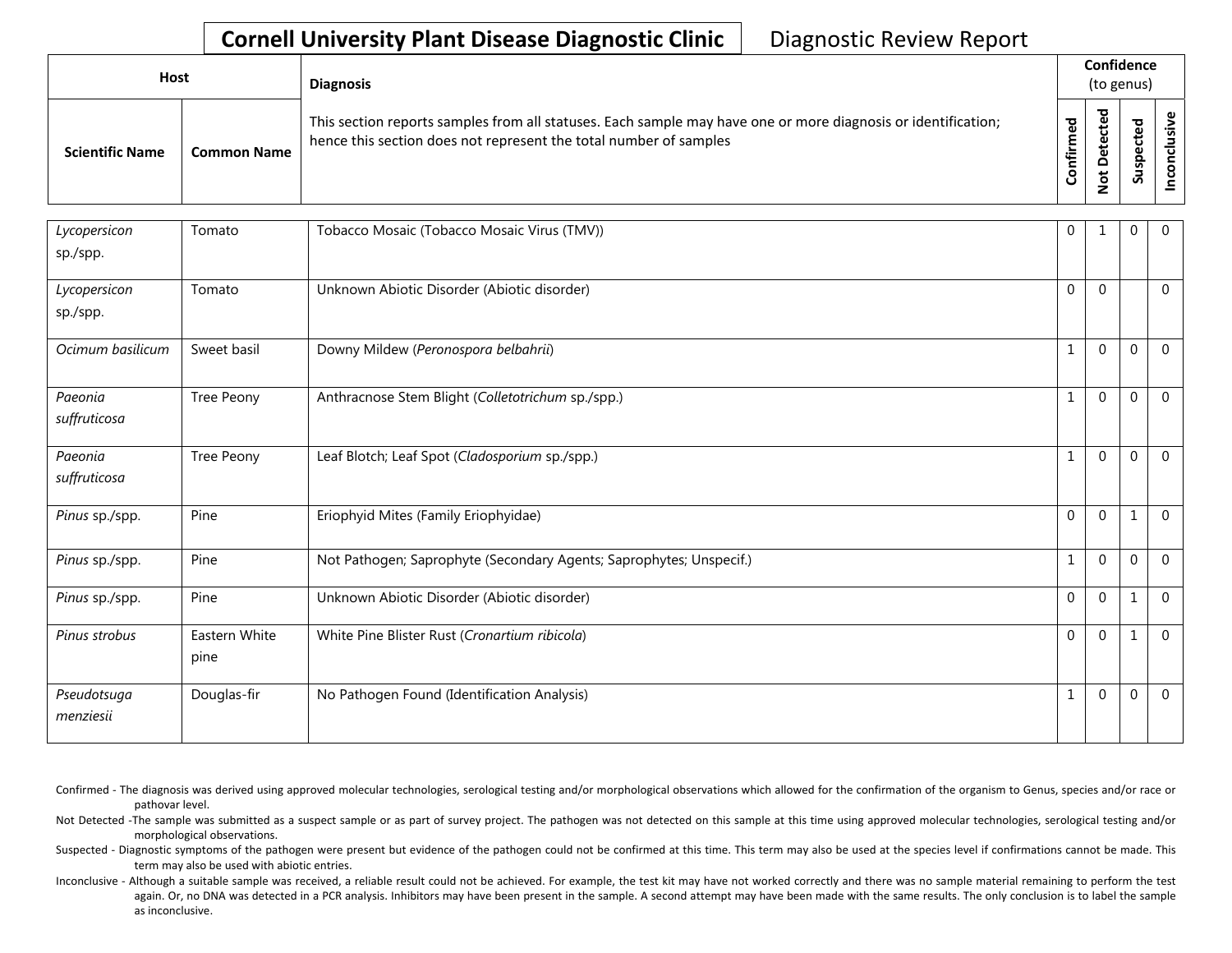# Cornell University Plant Disease Diagnostic Clinic

Diagnostic Review Report

| Host | | Diagnosis | Confidence (to genus) | | | |
|---|---|---|---|---|---|---|
| Scientific Name | Common Name | This section reports samples from all statuses. Each sample may have one or more diagnosis or identification; hence this section does not represent the total number of samples | Confirmed | Not Detected | Suspected | Inconclusive |
| *Lycopersicon* sp./spp. | Tomato | Tobacco Mosaic (Tobacco Mosaic Virus (TMV)) | 0 | 1 | 0 | 0 |
| *Lycopersicon* sp./spp. | Tomato | Unknown Abiotic Disorder (Abiotic disorder) | 0 | 0 | | 0 |
| *Ocimum basilicum* | Sweet basil | Downy Mildew (*Peronospora belbahrii*) | 1 | 0 | 0 | 0 |
| *Paeonia suffruticosa* | Tree Peony | Anthracnose Stem Blight (*Colletotrichum* sp./spp.) | 1 | 0 | 0 | 0 |
| *Paeonia suffruticosa* | Tree Peony | Leaf Blotch; Leaf Spot (*Cladosporium* sp./spp.) | 1 | 0 | 0 | 0 |
| *Pinus* sp./spp. | Pine | Eriophyid Mites (Family Eriophyidae) | 0 | 0 | 1 | 0 |
| *Pinus* sp./spp. | Pine | Not Pathogen; Saprophyte (Secondary Agents; Saprophytes; Unspecif.) | 1 | 0 | 0 | 0 |
| *Pinus* sp./spp. | Pine | Unknown Abiotic Disorder (Abiotic disorder) | 0 | 0 | 1 | 0 |
| *Pinus strobus* | Eastern White pine | White Pine Blister Rust (*Cronartium ribicola*) | 0 | 0 | 1 | 0 |
| *Pseudotsuga menziesii* | Douglas-fir | No Pathogen Found (Identification Analysis) | 1 | 0 | 0 | 0 |

Confirmed - The diagnosis was derived using approved molecular technologies, serological testing and/or morphological observations which allowed for the confirmation of the organism to Genus, species and/or race or pathovar level.

Not Detected -The sample was submitted as a suspect sample or as part of survey project. The pathogen was not detected on this sample at this time using approved molecular technologies, serological testing and/or morphological observations.

Suspected - Diagnostic symptoms of the pathogen were present but evidence of the pathogen could not be confirmed at this time. This term may also be used at the species level if confirmations cannot be made. This term may also be used with abiotic entries.

Inconclusive - Although a suitable sample was received, a reliable result could not be achieved. For example, the test kit may have not worked correctly and there was no sample material remaining to perform the test again. Or, no DNA was detected in a PCR analysis. Inhibitors may have been present in the sample. A second attempt may have been made with the same results. The only conclusion is to label the sample as inconclusive.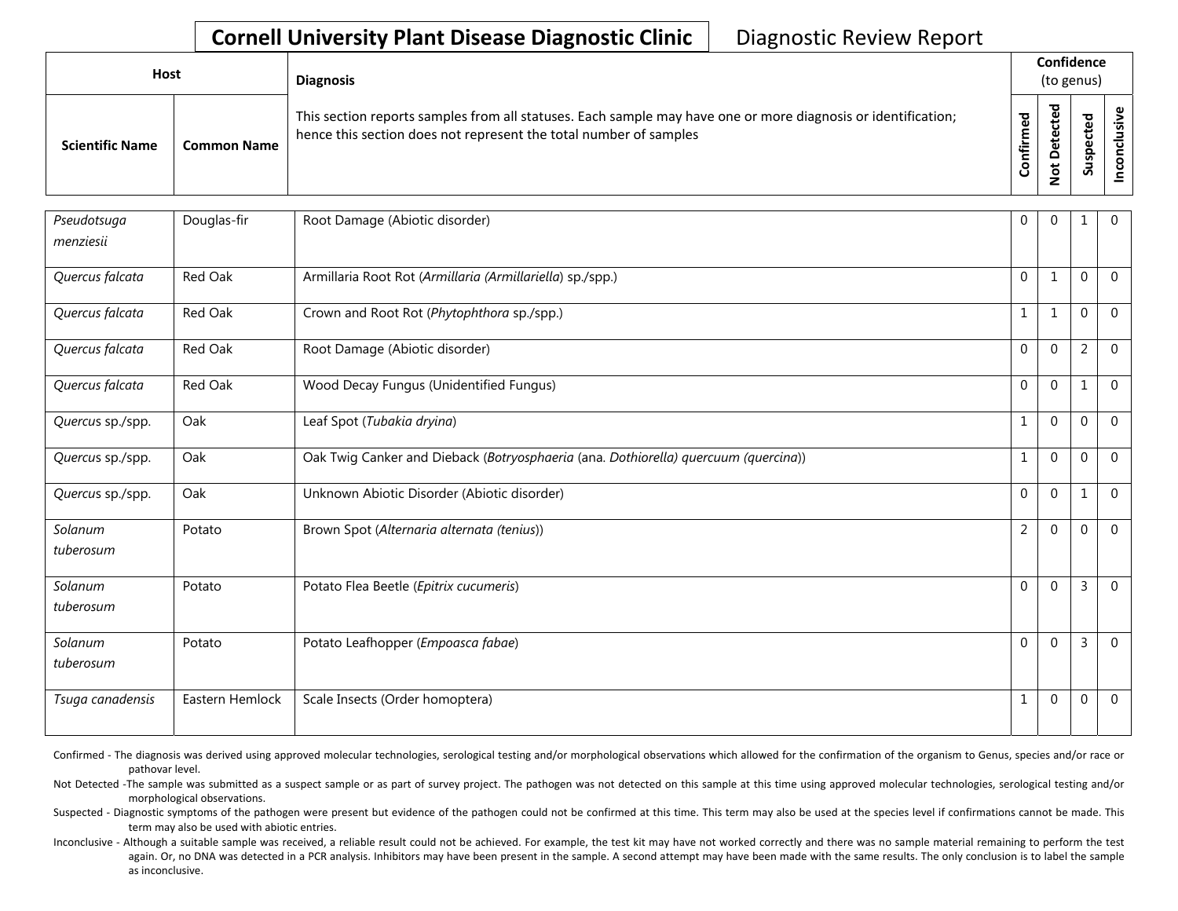# Cornell University Plant Disease Diagnostic Clinic

Diagnostic Review Report

| Host | | Diagnosis | Confidence (to genus) | | | |
|---|---|---|---|---|---|---|
| Scientific Name | Common Name | This section reports samples from all statuses. Each sample may have one or more diagnosis or identification; hence this section does not represent the total number of samples | Confirmed | Not Detected | Suspected | Inconclusive |
| *Pseudotsuga menziesii* | Douglas-fir | Root Damage (Abiotic disorder) | 0 | 0 | 1 | 0 |
| *Quercus falcata* | Red Oak | Armillaria Root Rot (*Armillaria (Armillariella)* sp./spp.) | 0 | 1 | 0 | 0 |
| *Quercus falcata* | Red Oak | Crown and Root Rot (*Phytophthora* sp./spp.) | 1 | 1 | 0 | 0 |
| *Quercus falcata* | Red Oak | Root Damage (Abiotic disorder) | 0 | 0 | 2 | 0 |
| *Quercus falcata* | Red Oak | Wood Decay Fungus (Unidentified Fungus) | 0 | 0 | 1 | 0 |
| *Quercus* sp./spp. | Oak | Leaf Spot (*Tubakia dryina*) | 1 | 0 | 0 | 0 |
| *Quercus* sp./spp. | Oak | Oak Twig Canker and Dieback (*Botryosphaeria* (ana. *Dothiorella) quercuum (quercina)*) | 1 | 0 | 0 | 0 |
| *Quercus* sp./spp. | Oak | Unknown Abiotic Disorder (Abiotic disorder) | 0 | 0 | 1 | 0 |
| *Solanum tuberosum* | Potato | Brown Spot (*Alternaria alternata (tenius)*) | 2 | 0 | 0 | 0 |
| *Solanum tuberosum* | Potato | Potato Flea Beetle (*Epitrix cucumeris*) | 0 | 0 | 3 | 0 |
| *Solanum tuberosum* | Potato | Potato Leafhopper (*Empoasca fabae*) | 0 | 0 | 3 | 0 |
| *Tsuga canadensis* | Eastern Hemlock | Scale Insects (Order homoptera) | 1 | 0 | 0 | 0 |

Confirmed - The diagnosis was derived using approved molecular technologies, serological testing and/or morphological observations which allowed for the confirmation of the organism to Genus, species and/or race or pathovar level.

Not Detected -The sample was submitted as a suspect sample or as part of survey project. The pathogen was not detected on this sample at this time using approved molecular technologies, serological testing and/or morphological observations.

Suspected - Diagnostic symptoms of the pathogen were present but evidence of the pathogen could not be confirmed at this time. This term may also be used at the species level if confirmations cannot be made. This term may also be used with abiotic entries.

Inconclusive - Although a suitable sample was received, a reliable result could not be achieved. For example, the test kit may have not worked correctly and there was no sample material remaining to perform the test again. Or, no DNA was detected in a PCR analysis. Inhibitors may have been present in the sample. A second attempt may have been made with the same results. The only conclusion is to label the sample as inconclusive.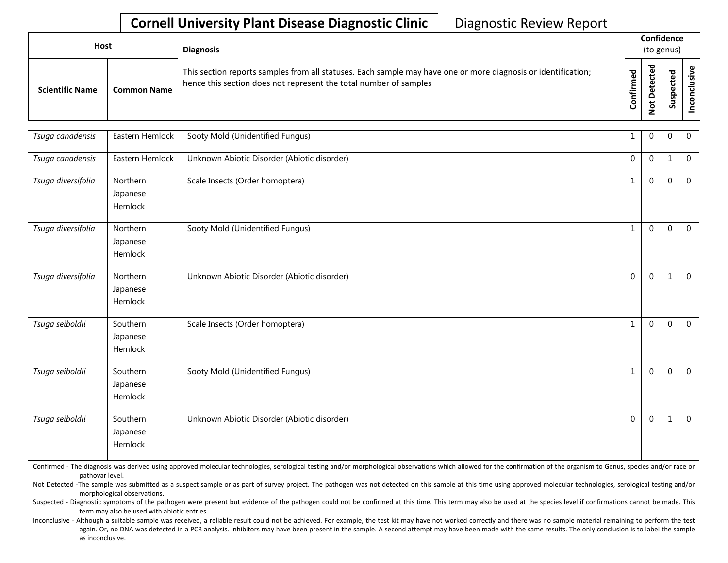# Cornell University Plant Disease Diagnostic Clinic

Diagnostic Review Report

| Host | | Diagnosis | Confidence (to genus) | | | |
|---|---|---|---|---|---|---|
| **Scientific Name** | **Common Name** | This section reports samples from all statuses. Each sample may have one or more diagnosis or identification; hence this section does not represent the total number of samples | **Confirmed** | **Not Detected** | **Suspected** | **Inconclusive** |
| *Tsuga canadensis* | Eastern Hemlock | Sooty Mold (Unidentified Fungus) | 1 | 0 | 0 | 0 |
| *Tsuga canadensis* | Eastern Hemlock | Unknown Abiotic Disorder (Abiotic disorder) | 0 | 0 | 1 | 0 |
| *Tsuga diversifolia* | Northern Japanese Hemlock | Scale Insects (Order homoptera) | 1 | 0 | 0 | 0 |
| *Tsuga diversifolia* | Northern Japanese Hemlock | Sooty Mold (Unidentified Fungus) | 1 | 0 | 0 | 0 |
| *Tsuga diversifolia* | Northern Japanese Hemlock | Unknown Abiotic Disorder (Abiotic disorder) | 0 | 0 | 1 | 0 |
| *Tsuga seiboldii* | Southern Japanese Hemlock | Scale Insects (Order homoptera) | 1 | 0 | 0 | 0 |
| *Tsuga seiboldii* | Southern Japanese Hemlock | Sooty Mold (Unidentified Fungus) | 1 | 0 | 0 | 0 |
| *Tsuga seiboldii* | Southern Japanese Hemlock | Unknown Abiotic Disorder (Abiotic disorder) | 0 | 0 | 1 | 0 |

Confirmed - The diagnosis was derived using approved molecular technologies, serological testing and/or morphological observations which allowed for the confirmation of the organism to Genus, species and/or race or pathovar level.

Not Detected -The sample was submitted as a suspect sample or as part of survey project. The pathogen was not detected on this sample at this time using approved molecular technologies, serological testing and/or morphological observations.

Suspected - Diagnostic symptoms of the pathogen were present but evidence of the pathogen could not be confirmed at this time. This term may also be used at the species level if confirmations cannot be made. This term may also be used with abiotic entries.

Inconclusive - Although a suitable sample was received, a reliable result could not be achieved. For example, the test kit may have not worked correctly and there was no sample material remaining to perform the test again. Or, no DNA was detected in a PCR analysis. Inhibitors may have been present in the sample. A second attempt may have been made with the same results. The only conclusion is to label the sample as inconclusive.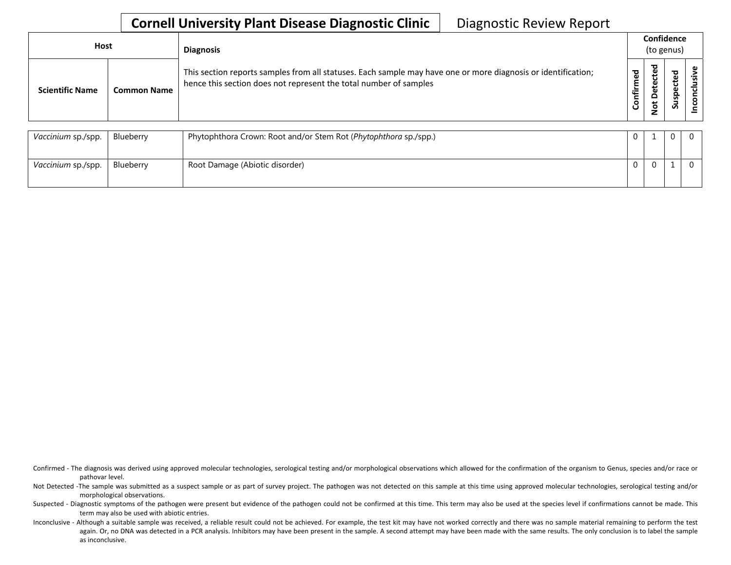**Cornell University Plant Disease Diagnostic Clinic** Diagnostic Review Report

| Host | | Diagnosis | Confidence (to genus) | | | |
|---|---|---|---|---|---|---|
| **Scientific Name** | **Common Name** | This section reports samples from all statuses. Each sample may have one or more diagnosis or identification; hence this section does not represent the total number of samples | **Confirmed** | **Not Detected** | **Suspected** | **Inconclusive** |
| *Vaccinium* sp./spp. | Blueberry | Phytophthora Crown: Root and/or Stem Rot (*Phytophthora* sp./spp.) | 0 | 1 | 0 | 0 |
| *Vaccinium* sp./spp. | Blueberry | Root Damage (Abiotic disorder) | 0 | 0 | 1 | 0 |

Confirmed - The diagnosis was derived using approved molecular technologies, serological testing and/or morphological observations which allowed for the confirmation of the organism to Genus, species and/or race or pathovar level.

Not Detected -The sample was submitted as a suspect sample or as part of survey project. The pathogen was not detected on this sample at this time using approved molecular technologies, serological testing and/or morphological observations.

Suspected - Diagnostic symptoms of the pathogen were present but evidence of the pathogen could not be confirmed at this time. This term may also be used at the species level if confirmations cannot be made. This term may also be used with abiotic entries.

Inconclusive - Although a suitable sample was received, a reliable result could not be achieved. For example, the test kit may have not worked correctly and there was no sample material remaining to perform the test again. Or, no DNA was detected in a PCR analysis. Inhibitors may have been present in the sample. A second attempt may have been made with the same results. The only conclusion is to label the sample as inconclusive.